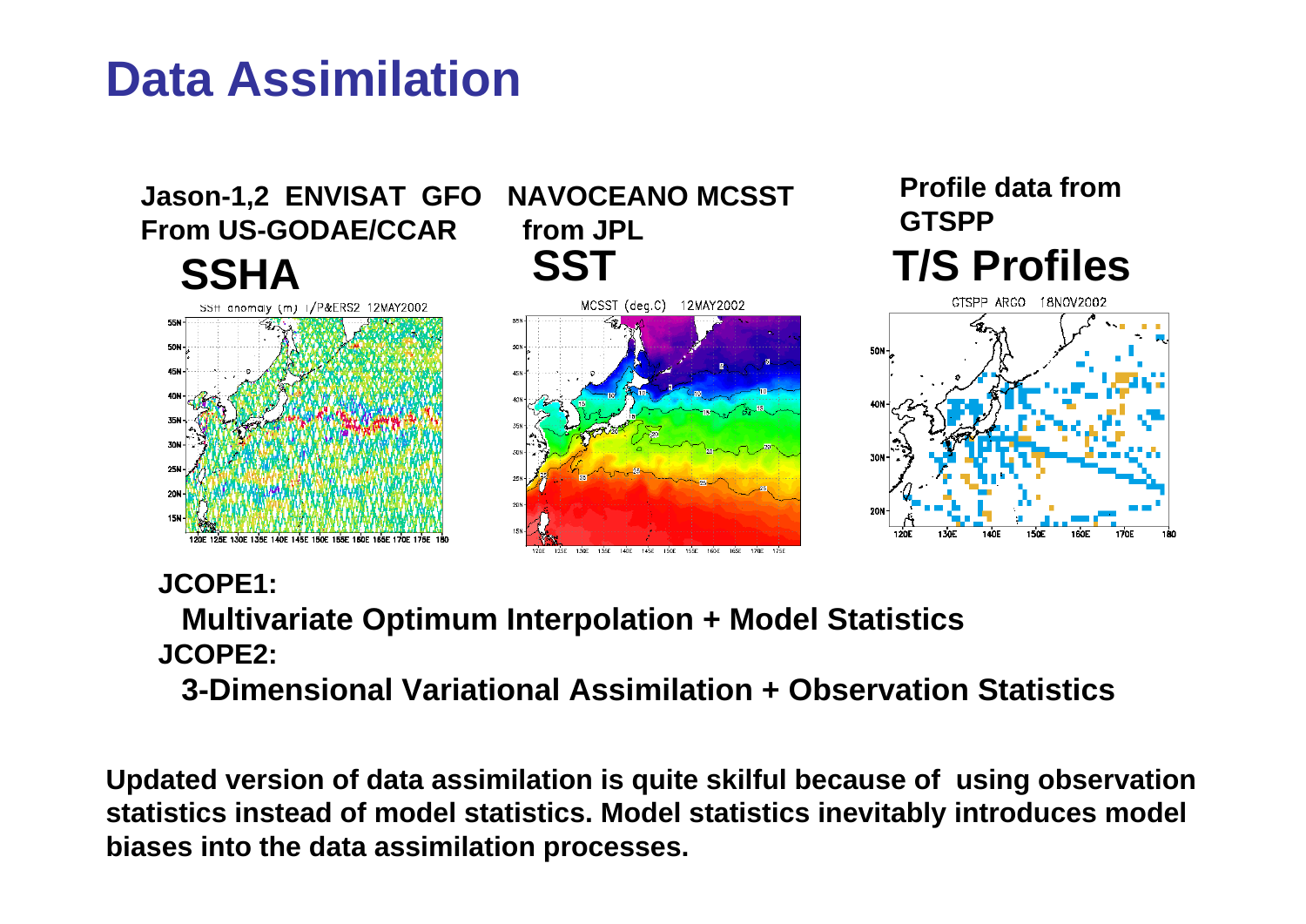# Data Assimilation

**Jason-1,2 ENVISAT GFO From US-GODAE/CCAR**

**SSHA**

**NAVOCEANO MCSST from JPL**

**SST**

**Profile data from GTSPP**

**T/S Profiles**

**JCOPE1:**

**Multivariate Optimum Interpolation + Model Statistics**

**JCOPE2:**

**3-Dimensional Variational Assimilation + Observation Statistics**

**Updated version of data assimilation is quite skilful because of using observation statistics instead of model statistics. Model statistics inevitably introduces model biases into the data assimilation processes.**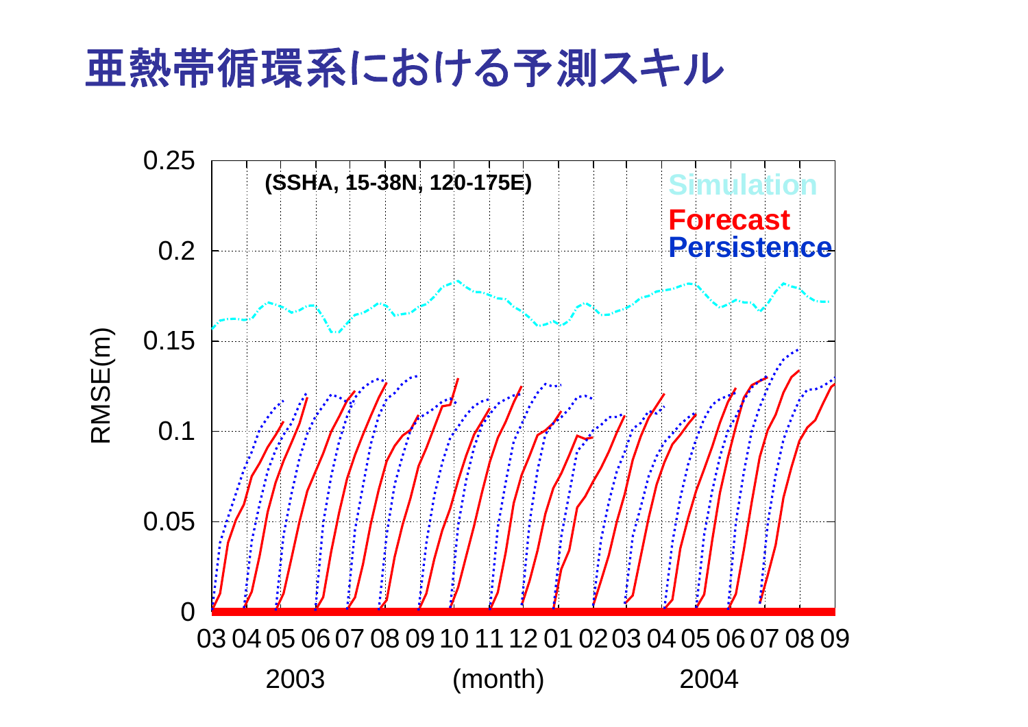# 亜熱帯循環系における予測スキル

(SSHA, 15-38N, 120-175E)

Simulation

Forecast

Persistence

RMSE(m)

0.25

0.2

0.15

0.1

0.05

0

03 04 05 06 07 08 09 10 11 12 01 02 03 04 05 06 07 08 09

2003 (month) 2004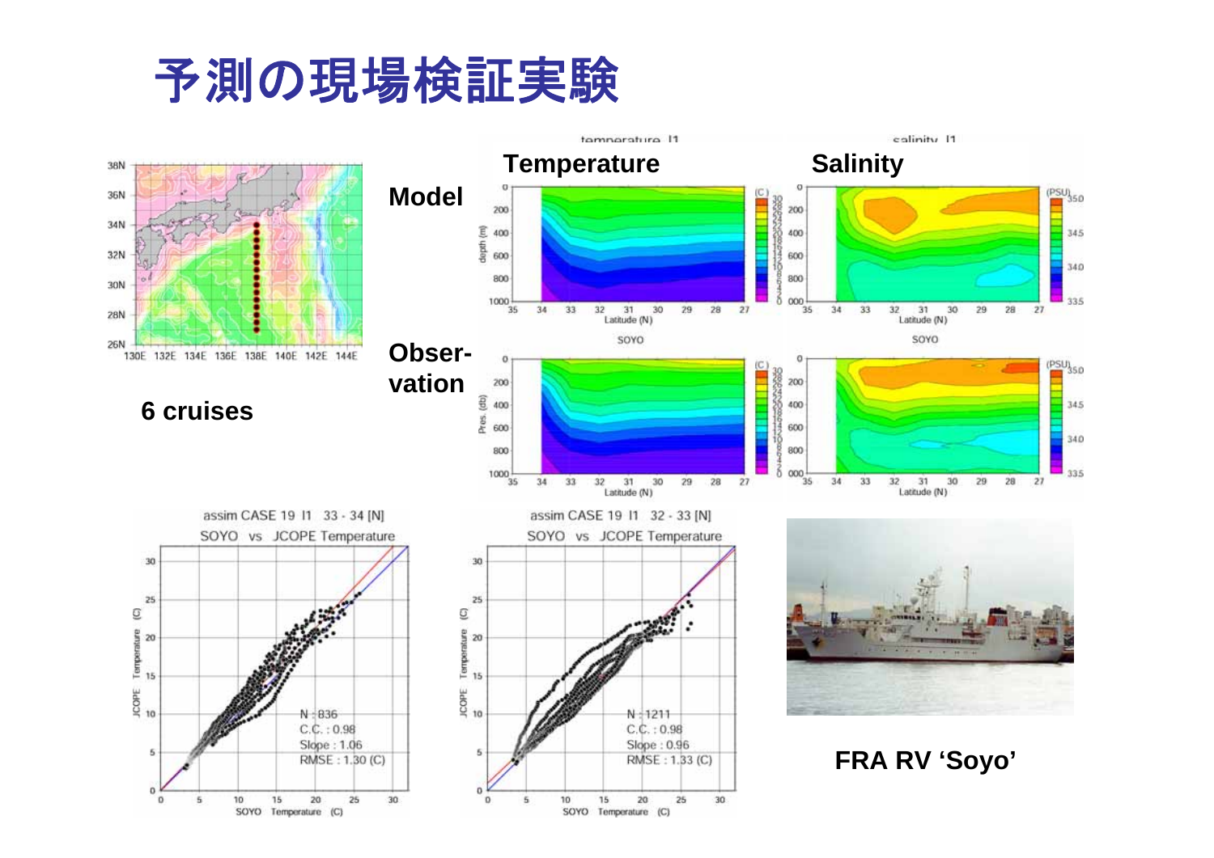# 予測の現場検証実験

**6 cruises**

**Model**

**Temperature**

**Salinity**

**Obser-vation**

assim CASE 19 l1 33 - 34 [N]
SOYO vs JCOPE Temperature

N : 836
C.C. : 0.98
Slope : 1.06
RMSE : 1.30 (C)

assim CASE 19 l1 32 - 33 [N]
SOYO vs JCOPE Temperature

N : 1211
C.C. : 0.98
Slope : 0.96
RMSE : 1.33 (C)

**FRA RV ‘Soyo’**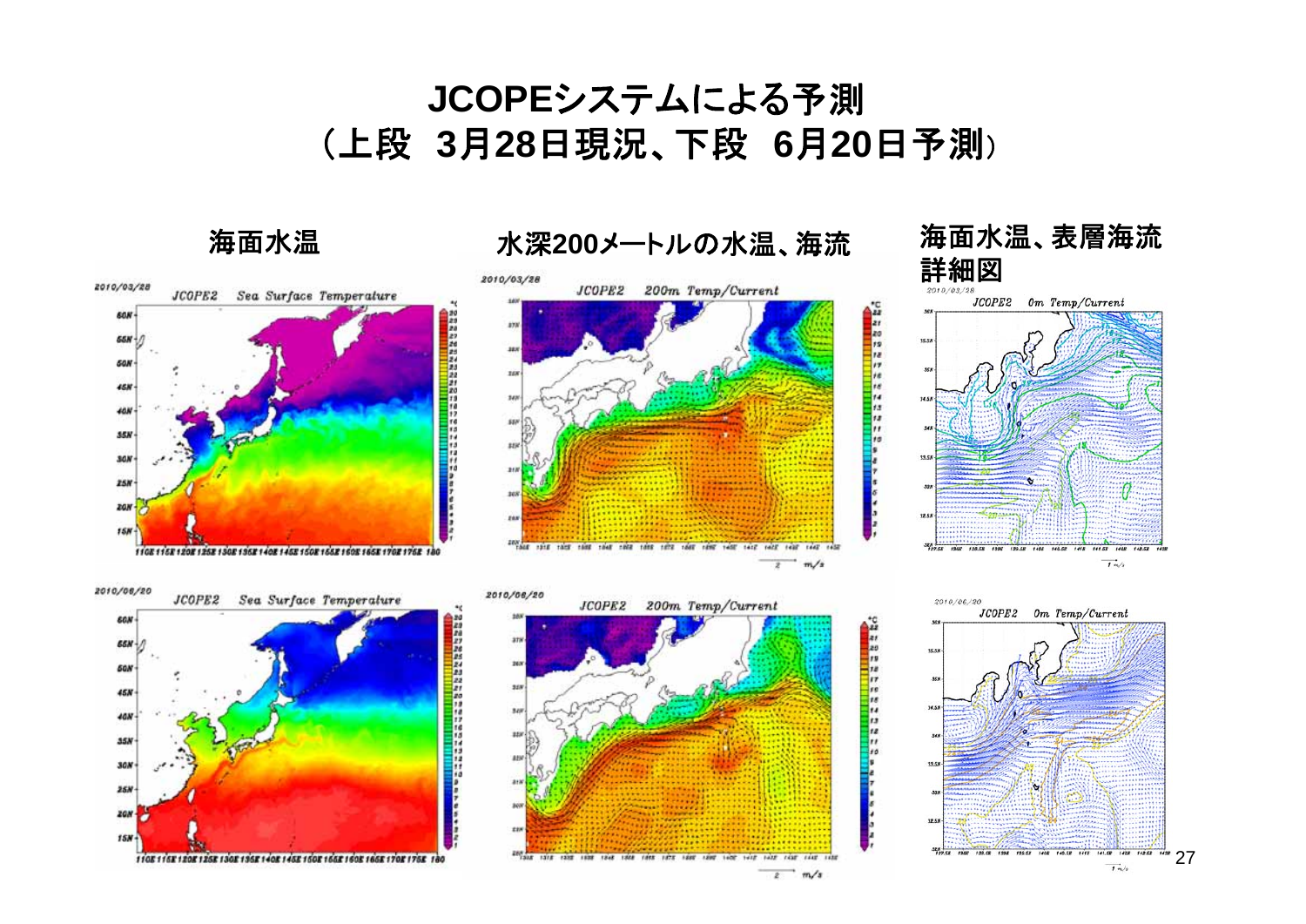# JCOPEシステムによる予測
## （上段　3月28日現況、下段　6月20日予測）

海面水温

水深200メートルの水温、海流

海面水温、表層海流詳細図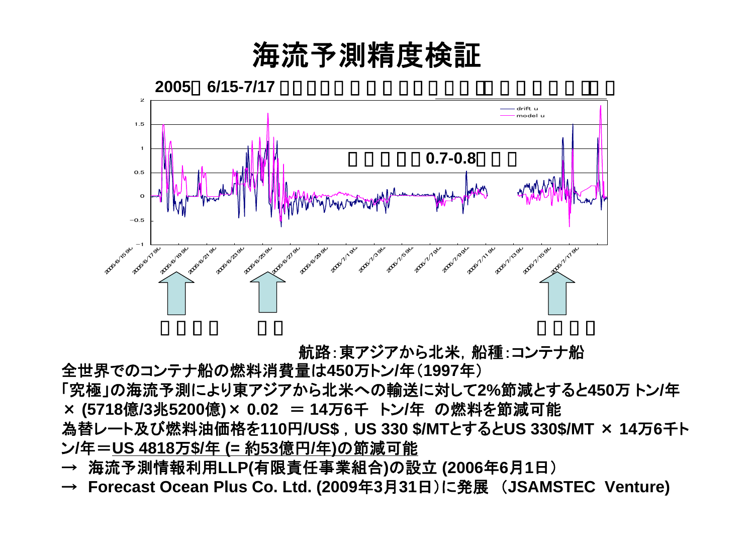# 海流予測精度検証

2005 6/15-7/17

drift u
model u

0.7-0.8

2
1.5
1
0.5
0
−0.5
−1

2005/6/15 0:00
2005/6/17 0:00
2005/6/19 0:00
2005/6/21 0:00
2005/6/23 0:00
2005/6/25 0:00
2005/6/27 0:00
2005/6/29 0:00
2005/7/1 0:00
2005/7/3 0:00
2005/7/5 0:00
2005/7/7 0:00
2005/7/9 0:00
2005/7/11 0:00
2005/7/13 0:00
2005/7/15 0:00
2005/7/17 0:00

航路：東アジアから北米，船種：コンテナ船

全世界でのコンテナ船の燃料消費量は450万トン/年（1997年）

「究極」の海流予測により東アジアから北米への輸送に対して2%節減とすると450万 トン/年 × (5718億/3兆5200億) × 0.02 ＝ 14万6千 トン/年 の燃料を節減可能

為替レート及び燃料油価格を110円/US$，US 330 $/MTとするとUS 330$/MT × 14万6千トン/年＝**US 4818万$/年 (= 約53億円/年)の節減可能**

→ 海流予測情報利用LLP(有限責任事業組合)の設立 (2006年6月1日）

→ Forecast Ocean Plus Co. Ltd. (2009年3月31日）に発展 （JSAMSTEC Venture)